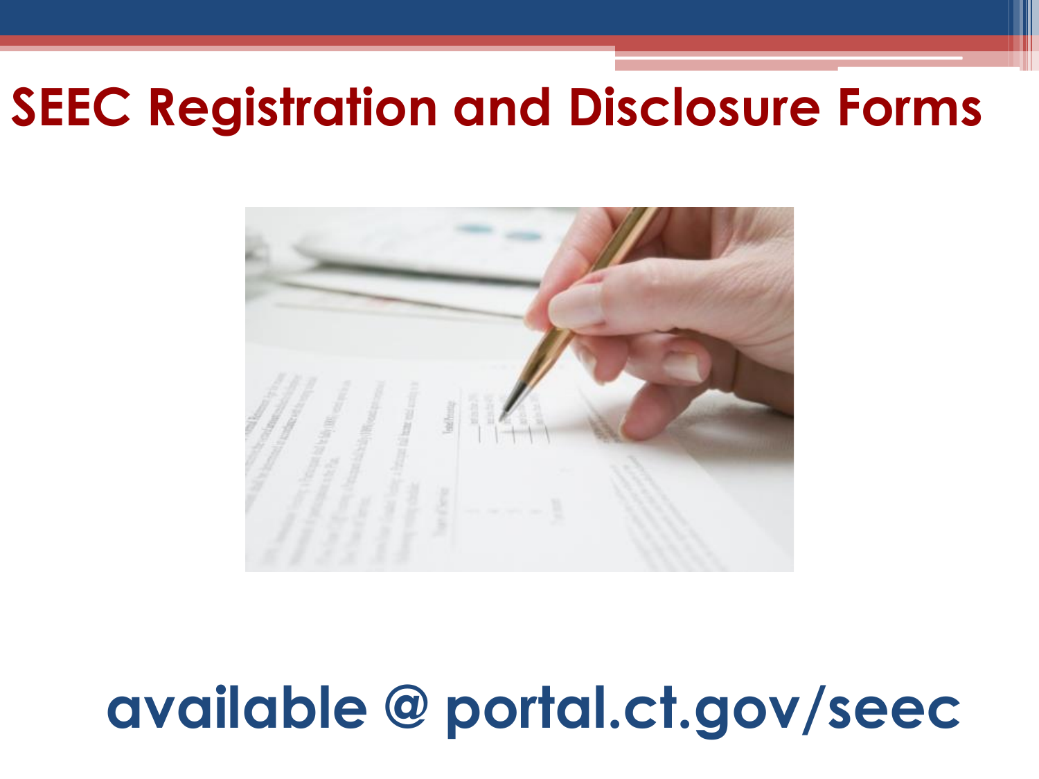# SEEC Registration and Disclosure Forms

**available @ portal.ct.gov/seec**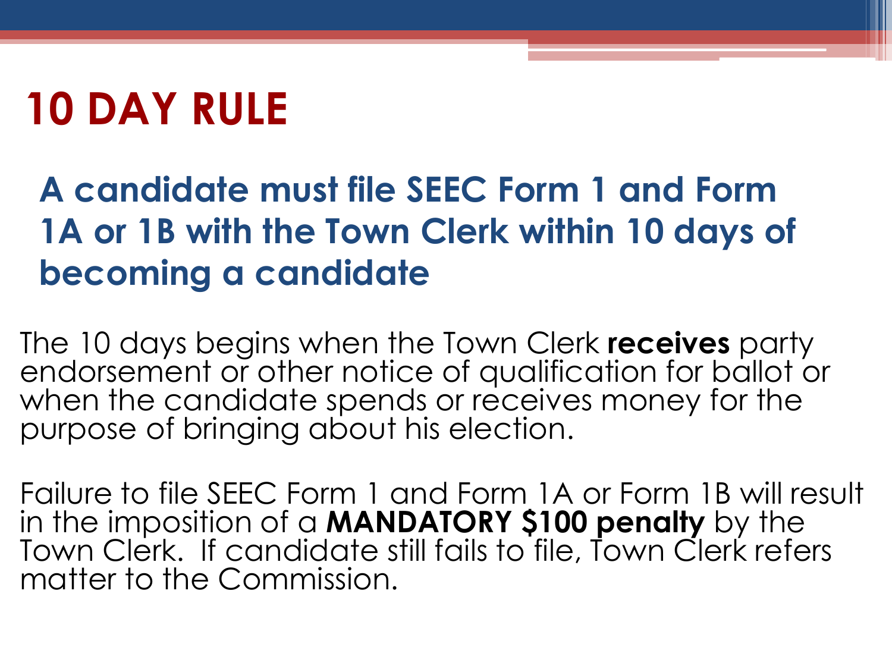# 10 DAY RULE

## A candidate must file SEEC Form 1 and Form 1A or 1B with the Town Clerk within 10 days of becoming a candidate

The 10 days begins when the Town Clerk **receives** party endorsement or other notice of qualification for ballot or when the candidate spends or receives money for the purpose of bringing about his election.

Failure to file SEEC Form 1 and Form 1A or Form 1B will result in the imposition of a **MANDATORY $100 penalty** by the Town Clerk. If candidate still fails to file, Town Clerk refers matter to the Commission.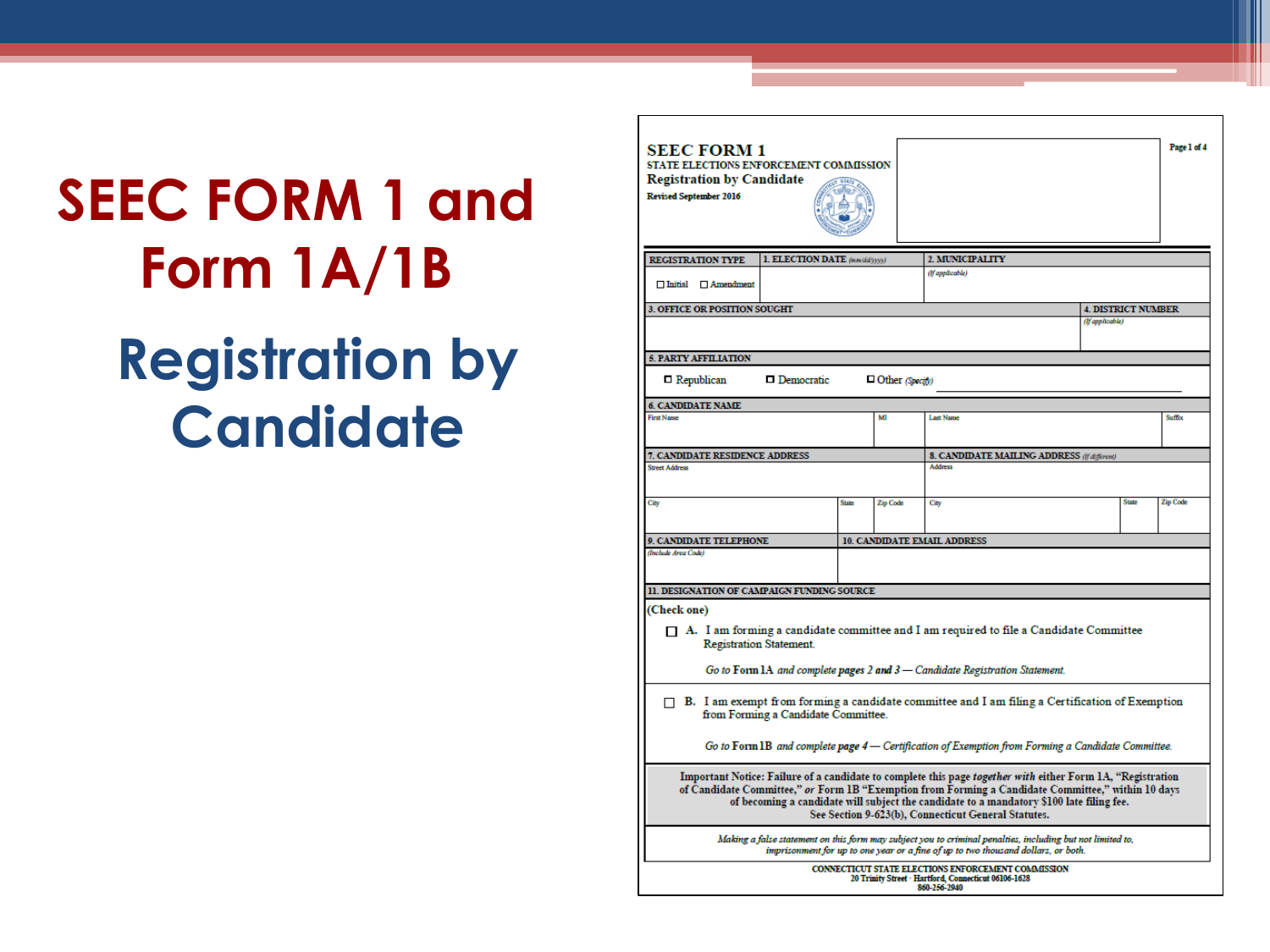# SEEC FORM 1 and Form 1A/1B

## Registration by Candidate

**SEEC FORM 1**
STATE ELECTIONS ENFORCEMENT COMMISSION
**Registration by Candidate**
Revised September 2016

Page 1 of 4

| REGISTRATION TYPE | 1. ELECTION DATE (mm/dd/yyyy) | 2. MUNICIPALITY (If applicable) |
|---|---|---|
| ☐ Initial ☐ Amendment | | |

| 3. OFFICE OR POSITION SOUGHT | 4. DISTRICT NUMBER (If applicable) |
|---|---|
| | |

**5. PARTY AFFILIATION**

☐ Republican ☐ Democratic ☐ Other (Specify) ______________

**6. CANDIDATE NAME**

| First Name | MI | Last Name | Suffix |
|---|---|---|---|
| | | | |

| 7. CANDIDATE RESIDENCE ADDRESS | | | 8. CANDIDATE MAILING ADDRESS (If different) | | |
|---|---|---|---|---|---|
| Street Address | | | Address | | |
| City | State | Zip Code | City | State | Zip Code |

| 9. CANDIDATE TELEPHONE (Include Area Code) | 10. CANDIDATE EMAIL ADDRESS |
|---|---|
| | |

**11. DESIGNATION OF CAMPAIGN FUNDING SOURCE**

(Check one)

☐ **A.** I am forming a candidate committee and I am required to file a Candidate Committee Registration Statement.

*Go to Form 1A and complete pages 2 and 3 — Candidate Registration Statement.*

☐ **B.** I am exempt from forming a candidate committee and I am filing a Certification of Exemption from Forming a Candidate Committee.

*Go to Form 1B and complete page 4 — Certification of Exemption from Forming a Candidate Committee.*

Important Notice: Failure of a candidate to complete this page *together with* either Form 1A, "Registration of Candidate Committee," *or* Form 1B "Exemption from Forming a Candidate Committee," within 10 days of becoming a candidate will subject the candidate to a mandatory $100 late filing fee. See Section 9-623(b), Connecticut General Statutes.

*Making a false statement on this form may subject you to criminal penalties, including but not limited to, imprisonment for up to one year or a fine of up to two thousand dollars, or both.*

CONNECTICUT STATE ELECTIONS ENFORCEMENT COMMISSION
20 Trinity Street · Hartford, Connecticut 06106-1628
860-256-2940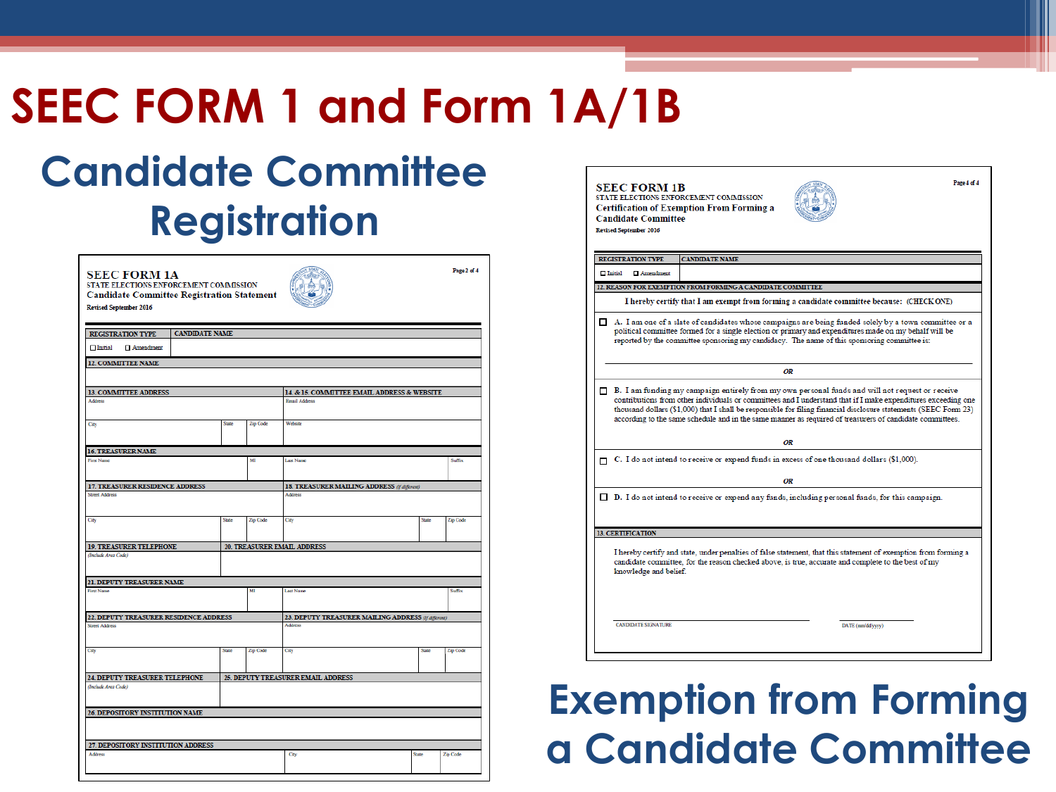# SEEC FORM 1 and Form 1A/1B

## Candidate Committee Registration

**SEEC FORM 1A**
STATE ELECTIONS ENFORCEMENT COMMISSION
Candidate Committee Registration Statement
Revised September 2016

Page 2 of 4

| REGISTRATION TYPE | CANDIDATE NAME |
|---|---|
| ☐ Initial ☐ Amendment | |

12. COMMITTEE NAME

13. COMMITTEE ADDRESS — Address; City; State; Zip Code

14. & 15. COMMITTEE EMAIL ADDRESS & WEBSITE — Email Address; Website

16. TREASURER NAME — First Name; MI; Last Name; Suffix

17. TREASURER RESIDENCE ADDRESS — Street Address; City; State; Zip Code

18. TREASURER MAILING ADDRESS *(if different)* — Address; City; State; Zip Code

19. TREASURER TELEPHONE *(Include Area Code)*

20. TREASURER EMAIL ADDRESS

21. DEPUTY TREASURER NAME — First Name; MI; Last Name; Suffix

22. DEPUTY TREASURER RESIDENCE ADDRESS — Street Address; City; State; Zip Code

23. DEPUTY TREASURER MAILING ADDRESS *(if different)* — Address; City; State; Zip Code

24. DEPUTY TREASURER TELEPHONE *(Include Area Code)*

25. DEPUTY TREASURER EMAIL ADDRESS

26. DEPOSITORY INSTITUTION NAME

27. DEPOSITORY INSTITUTION ADDRESS — Address; City; State; Zip Code

**SEEC FORM 1B**
STATE ELECTIONS ENFORCEMENT COMMISSION
Certification of Exemption From Forming a Candidate Committee
Revised September 2016

Page 4 of 4

| REGISTRATION TYPE | CANDIDATE NAME |
|---|---|
| ☐ Initial ☐ Amendment | |

12. REASON FOR EXEMPTION FROM FORMING A CANDIDATE COMMITTEE

I hereby certify that I am exempt from forming a candidate committee because: (CHECK ONE)

☐ A. I am one of a slate of candidates whose campaigns are being funded solely by a town committee or a political committee formed for a single election or primary and expenditures made on my behalf will be reported by the committee sponsoring my candidacy. The name of this sponsoring committee is:

**OR**

☐ B. I am funding my campaign entirely from my own personal funds and will not request or receive contributions from other individuals or committees and I understand that if I make expenditures exceeding one thousand dollars ($1,000) that I shall be responsible for filing financial disclosure statements (SEEC Form 23) according to the same schedule and in the same manner as required of treasurers of candidate committees.

**OR**

☐ C. I do not intend to receive or expend funds in excess of one thousand dollars ($1,000).

**OR**

☐ D. I do not intend to receive or expend any funds, including personal funds, for this campaign.

13. CERTIFICATION

I hereby certify and state, under penalties of false statement, that this statement of exemption from forming a candidate committee, for the reason checked above, is true, accurate and complete to the best of my knowledge and belief.

CANDIDATE SIGNATURE DATE (mm/dd/yyyy)

## Exemption from Forming a Candidate Committee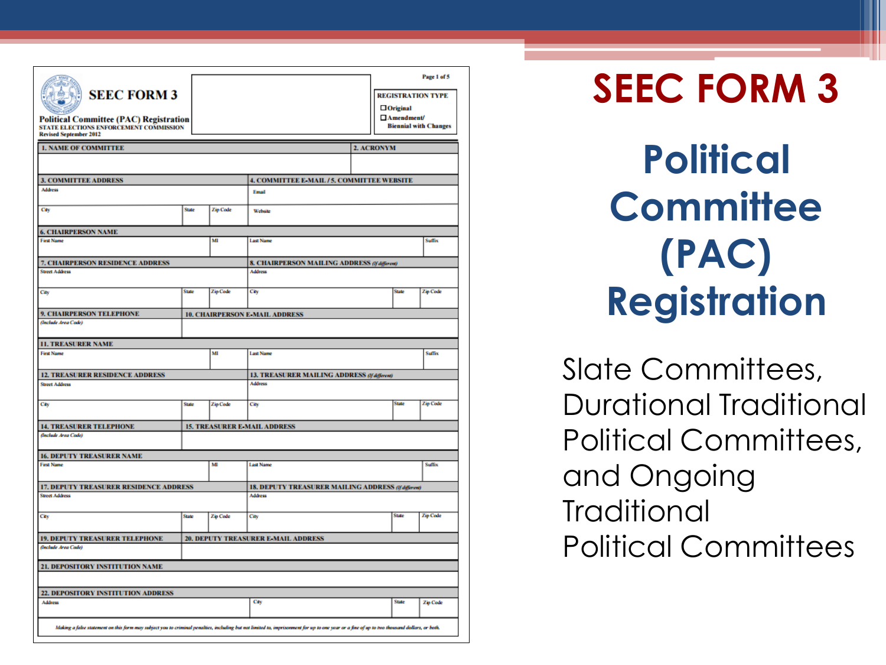# SEEC FORM 3

## Political Committee (PAC) Registration

Slate Committees, Durational Traditional Political Committees, and Ongoing Traditional Political Committees

---

**SEEC FORM 3**

**Political Committee (PAC) Registration**
STATE ELECTIONS ENFORCEMENT COMMISSION
Revised September 2012

Page 1 of 5

**REGISTRATION TYPE**
☐ Original
☐ Amendment/ Biennial with Changes

| 1. NAME OF COMMITTEE | 2. ACRONYM |
|---|---|
| | |

| 3. COMMITTEE ADDRESS | | | 4. COMMITTEE E-MAIL / 5. COMMITTEE WEBSITE |
|---|---|---|---|
| Address | | | Email |
| City | State | Zip Code | Website |

| 6. CHAIRPERSON NAME | | | |
|---|---|---|---|
| First Name | MI | Last Name | Suffix |

| 7. CHAIRPERSON RESIDENCE ADDRESS | | | 8. CHAIRPERSON MAILING ADDRESS *(if different)* | | |
|---|---|---|---|---|---|
| Street Address | | | Address | | |
| City | State | Zip Code | City | State | Zip Code |

| 9. CHAIRPERSON TELEPHONE | 10. CHAIRPERSON E-MAIL ADDRESS |
|---|---|
| *(Include Area Code)* | |

| 11. TREASURER NAME | | | |
|---|---|---|---|
| First Name | MI | Last Name | Suffix |

| 12. TREASURER RESIDENCE ADDRESS | | | 13. TREASURER MAILING ADDRESS *(if different)* | | |
|---|---|---|---|---|---|
| Street Address | | | Address | | |
| City | State | Zip Code | City | State | Zip Code |

| 14. TREASURER TELEPHONE | 15. TREASURER E-MAIL ADDRESS |
|---|---|
| *(Include Area Code)* | |

| 16. DEPUTY TREASURER NAME | | | |
|---|---|---|---|
| First Name | MI | Last Name | Suffix |

| 17. DEPUTY TREASURER RESIDENCE ADDRESS | | | 18. DEPUTY TREASURER MAILING ADDRESS *(if different)* | | |
|---|---|---|---|---|---|
| Street Address | | | Address | | |
| City | State | Zip Code | City | State | Zip Code |

| 19. DEPUTY TREASURER TELEPHONE | 20. DEPUTY TREASURER E-MAIL ADDRESS |
|---|---|
| *(Include Area Code)* | |

| 21. DEPOSITORY INSTITUTION NAME |
|---|
| |

| 22. DEPOSITORY INSTITUTION ADDRESS | | | |
|---|---|---|---|
| Address | City | State | Zip Code |

*Making a false statement on this form may subject you to criminal penalties, including but not limited to, imprisonment for up to one year or a fine of up to two thousand dollars, or both.*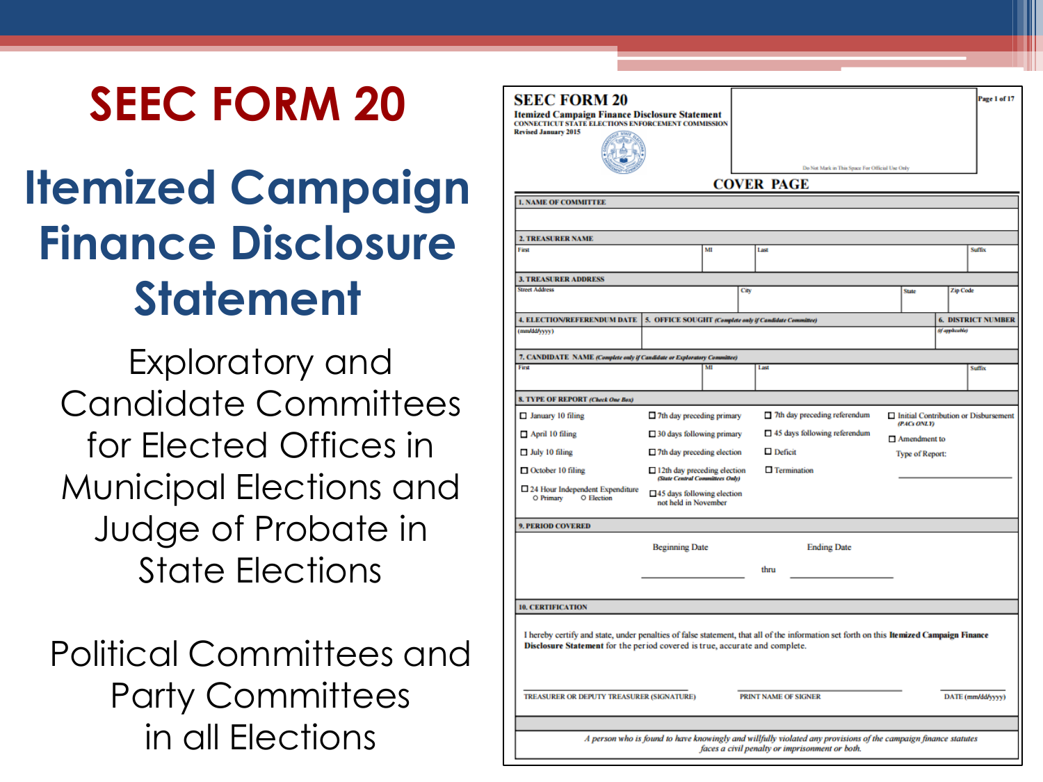# SEEC FORM 20

## Itemized Campaign Finance Disclosure Statement

Exploratory and Candidate Committees for Elected Offices in Municipal Elections and Judge of Probate in State Elections

Political Committees and Party Committees in all Elections

**SEEC FORM 20**
**Itemized Campaign Finance Disclosure Statement**
CONNECTICUT STATE ELECTIONS ENFORCEMENT COMMISSION
Revised January 2015

Page 1 of 17

Do Not Mark in This Space For Official Use Only

**COVER PAGE**

**1. NAME OF COMMITTEE**

**2. TREASURER NAME**

| First | MI | Last | Suffix |
|---|---|---|---|
| | | | |

**3. TREASURER ADDRESS**

| Street Address | City | State | Zip Code |
|---|---|---|---|
| | | | |

| 4. ELECTION/REFERENDUM DATE | 5. OFFICE SOUGHT *(Complete only if Candidate Committee)* | 6. DISTRICT NUMBER |
|---|---|---|
| (mm/dd/yyyy) | | *(if applicable)* |

**7. CANDIDATE NAME** *(Complete only if Candidate or Exploratory Committee)*

| First | MI | Last | Suffix |
|---|---|---|---|
| | | | |

**8. TYPE OF REPORT** *(Check One Box)*

| | | | |
|---|---|---|---|
| ☐ January 10 filing | ☐ 7th day preceding primary | ☐ 7th day preceding referendum | ☐ Initial Contribution or Disbursement *(PACs ONLY)* |
| ☐ April 10 filing | ☐ 30 days following primary | ☐ 45 days following referendum | ☐ Amendment to |
| ☐ July 10 filing | ☐ 7th day preceding election | ☐ Deficit | Type of Report: |
| ☐ October 10 filing | ☐ 12th day preceding election *(State Central Committees Only)* | ☐ Termination | ______________ |
| ☐ 24 Hour Independent Expenditure ○ Primary ○ Election | ☐ 45 days following election not held in November | | |

**9. PERIOD COVERED**

Beginning Date ______________ thru Ending Date ______________

**10. CERTIFICATION**

I hereby certify and state, under penalties of false statement, that all of the information set forth on this **Itemized Campaign Finance Disclosure Statement** for the period covered is true, accurate and complete.

| TREASURER OR DEPUTY TREASURER (SIGNATURE) | PRINT NAME OF SIGNER | DATE (mm/dd/yyyy) |
|---|---|---|

*A person who is found to have knowingly and willfully violated any provisions of the campaign finance statutes faces a civil penalty or imprisonment or both.*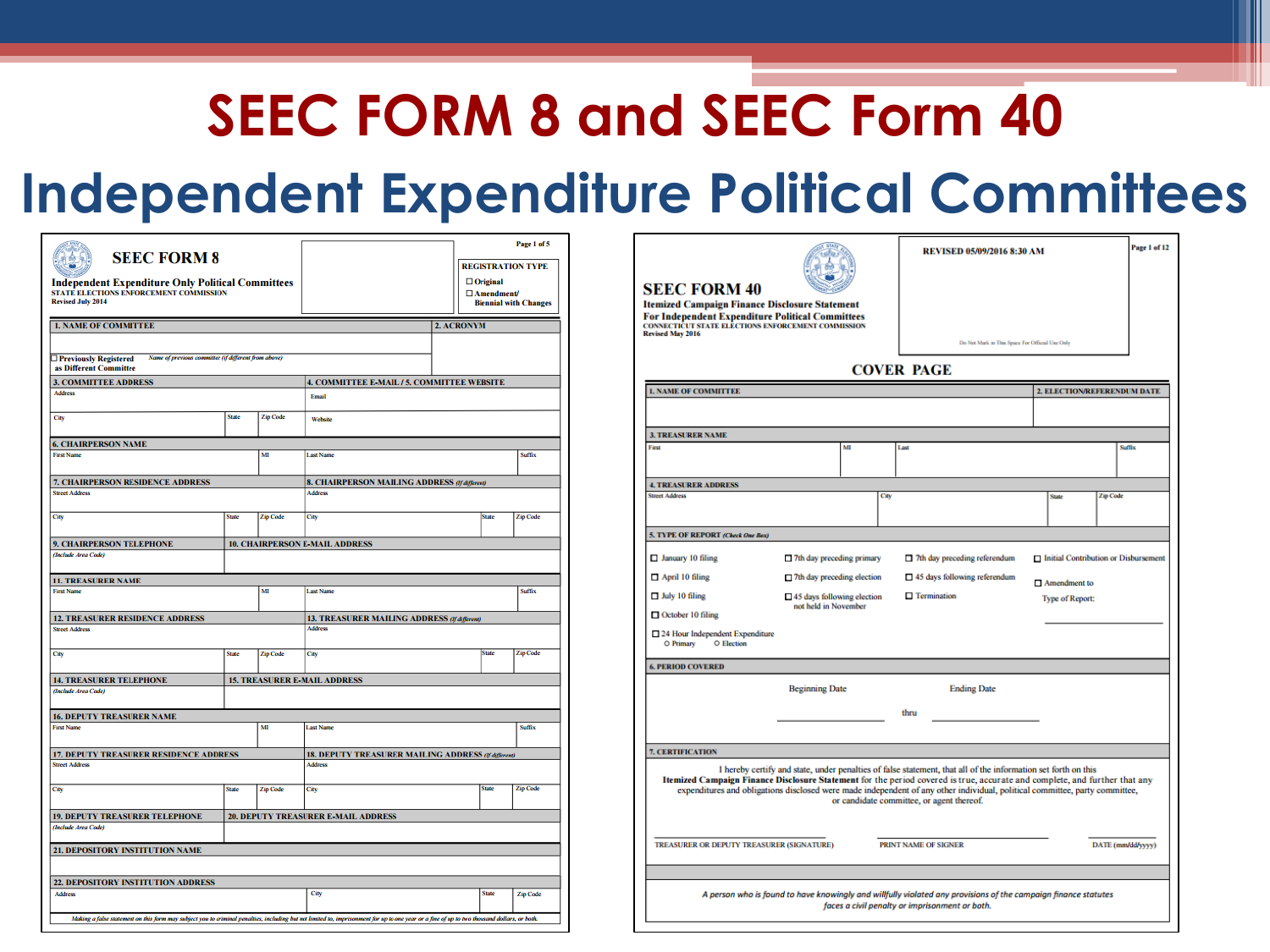# SEEC FORM 8 and SEEC Form 40

## Independent Expenditure Political Committees

**SEEC FORM 8**

**Independent Expenditure Only Political Committees**
STATE ELECTIONS ENFORCEMENT COMMISSION
Revised July 2014

Page 1 of 5

REGISTRATION TYPE
☐ Original
☐ Amendment/ Biennial with Changes

1. NAME OF COMMITTEE | 2. ACRONYM

☐ Previously Registered as Different Committee — *Name of previous committee (if different from above)*

3. COMMITTEE ADDRESS — Address, City, State, Zip Code
4. COMMITTEE E-MAIL / 5. COMMITTEE WEBSITE — Email, Website

6. CHAIRPERSON NAME — First Name, MI, Last Name, Suffix

7. CHAIRPERSON RESIDENCE ADDRESS — Street Address, City, State, Zip Code
8. CHAIRPERSON MAILING ADDRESS *(if different)* — Address, City, State, Zip Code

9. CHAIRPERSON TELEPHONE *(Include Area Code)*
10. CHAIRPERSON E-MAIL ADDRESS

11. TREASURER NAME — First Name, MI, Last Name, Suffix

12. TREASURER RESIDENCE ADDRESS — Street Address, City, State, Zip Code
13. TREASURER MAILING ADDRESS *(if different)* — Address, City, State, Zip Code

14. TREASURER TELEPHONE *(Include Area Code)*
15. TREASURER E-MAIL ADDRESS

16. DEPUTY TREASURER NAME — First Name, MI, Last Name, Suffix

17. DEPUTY TREASURER RESIDENCE ADDRESS — Street Address, City, State, Zip Code
18. DEPUTY TREASURER MAILING ADDRESS *(if different)* — Address, City, State, Zip Code

19. DEPUTY TREASURER TELEPHONE *(Include Area Code)*
20. DEPUTY TREASURER E-MAIL ADDRESS

21. DEPOSITORY INSTITUTION NAME

22. DEPOSITORY INSTITUTION ADDRESS — Address, City, State, Zip Code

*Making a false statement on this form may subject you to criminal penalties, including but not limited to, imprisonment for up to one year or a fine of up to two thousand dollars, or both.*

---

**SEEC FORM 40**

**Itemized Campaign Finance Disclosure Statement**
**For Independent Expenditure Political Committees**
CONNECTICUT STATE ELECTIONS ENFORCEMENT COMMISSION
Revised May 2016

REVISED 05/09/2016 8:30 AM

Page 1 of 12

Do Not Mark in This Space For Official Use Only

### COVER PAGE

1. NAME OF COMMITTEE | 2. ELECTION/REFERENDUM DATE

3. TREASURER NAME — First, MI, Last, Suffix

4. TREASURER ADDRESS — Street Address, City, State, Zip Code

5. TYPE OF REPORT *(Check One Box)*

- ☐ January 10 filing
- ☐ April 10 filing
- ☐ July 10 filing
- ☐ October 10 filing
- ☐ 24 Hour Independent Expenditure ○ Primary ○ Election
- ☐ 7th day preceding primary
- ☐ 7th day preceding election
- ☐ 45 days following election not held in November
- ☐ 7th day preceding referendum
- ☐ 45 days following referendum
- ☐ Termination
- ☐ Initial Contribution or Disbursement
- ☐ Amendment to Type of Report:

6. PERIOD COVERED

Beginning Date ________ thru Ending Date ________

7. CERTIFICATION

I hereby certify and state, under penalties of false statement, that all of the information set forth on this **Itemized Campaign Finance Disclosure Statement** for the period covered is true, accurate and complete, and further that any expenditures and obligations disclosed were made independent of any other individual, political committee, party committee, or candidate committee, or agent thereof.

TREASURER OR DEPUTY TREASURER (SIGNATURE) | PRINT NAME OF SIGNER | DATE (mm/dd/yyyy)

*A person who is found to have knowingly and willfully violated any provisions of the campaign finance statutes faces a civil penalty or imprisonment or both.*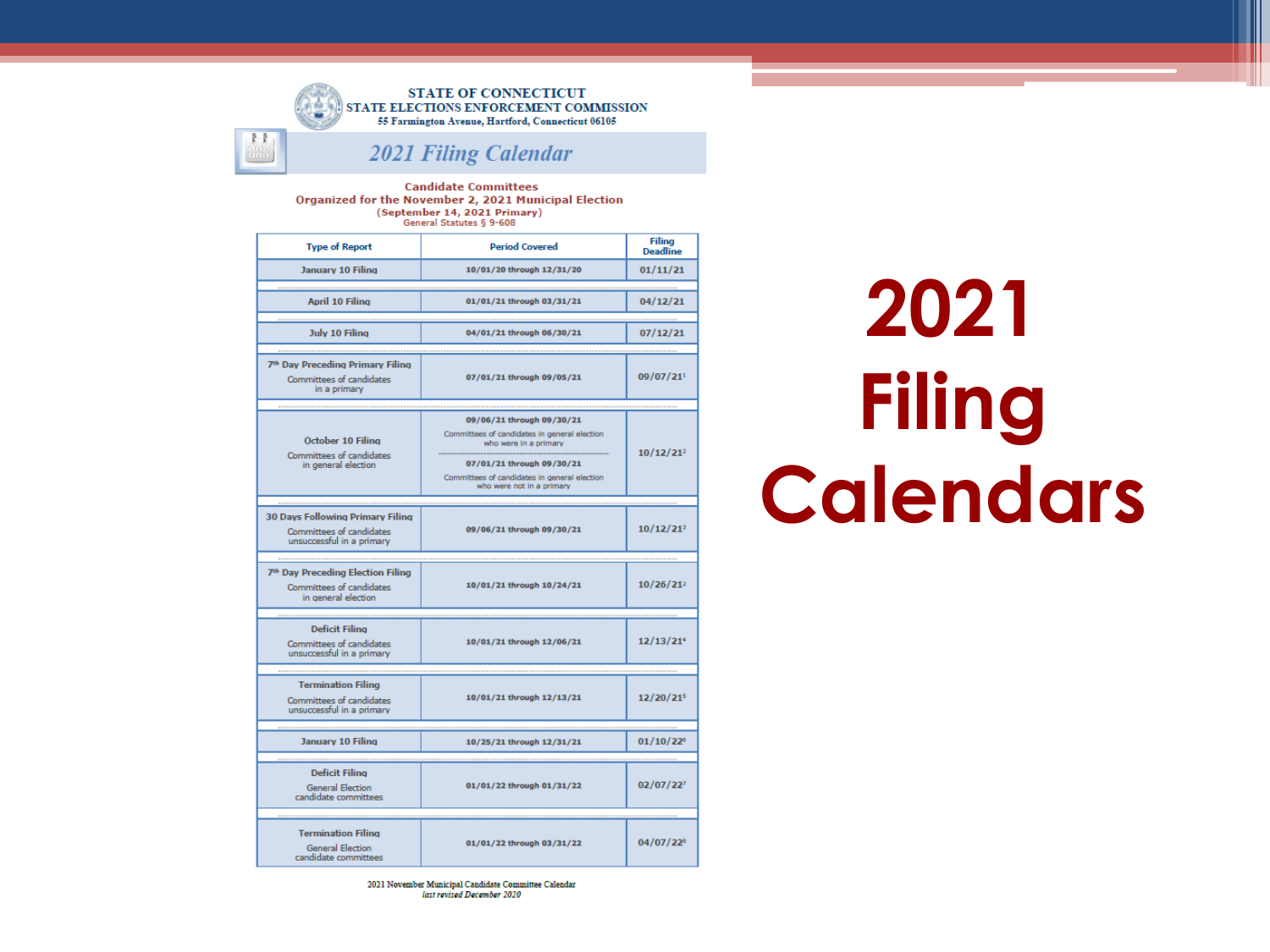# 2021 Filing Calendars

STATE OF CONNECTICUT
STATE ELECTIONS ENFORCEMENT COMMISSION
55 Farmington Avenue, Hartford, Connecticut 06105

## 2021 Filing Calendar

**Candidate Committees**
**Organized for the November 2, 2021 Municipal Election**
**(September 14, 2021 Primary)**
General Statutes § 9-608

| Type of Report | Period Covered | Filing Deadline |
|---|---|---|
| January 10 Filing | 10/01/20 through 12/31/20 | 01/11/21 |
| April 10 Filing | 01/01/21 through 03/31/21 | 04/12/21 |
| July 10 Filing | 04/01/21 through 06/30/21 | 07/12/21 |
| 7th Day Preceding Primary Filing<br>Committees of candidates in a primary | 07/01/21 through 09/05/21 | 09/07/21[1] |
| October 10 Filing<br>Committees of candidates in general election | 09/06/21 through 09/30/21<br>Committees of candidates in general election who were in a primary<br>07/01/21 through 09/30/21<br>Committees of candidates in general election who were not in a primary | 10/12/21[2] |
| 30 Days Following Primary Filing<br>Committees of candidates unsuccessful in a primary | 09/06/21 through 09/30/21 | 10/12/21[3] |
| 7th Day Preceding Election Filing<br>Committees of candidates in general election | 10/01/21 through 10/24/21 | 10/26/21[2] |
| Deficit Filing<br>Committees of candidates unsuccessful in a primary | 10/01/21 through 12/06/21 | 12/13/21[4] |
| Termination Filing<br>Committees of candidates unsuccessful in a primary | 10/01/21 through 12/13/21 | 12/20/21[5] |
| January 10 Filing | 10/25/21 through 12/31/21 | 01/10/22[6] |
| Deficit Filing<br>General Election candidate committees | 01/01/22 through 01/31/22 | 02/07/22[7] |
| Termination Filing<br>General Election candidate committees | 01/01/22 through 03/31/22 | 04/07/22[8] |

2021 November Municipal Candidate Committee Calendar
*last revised December 2020*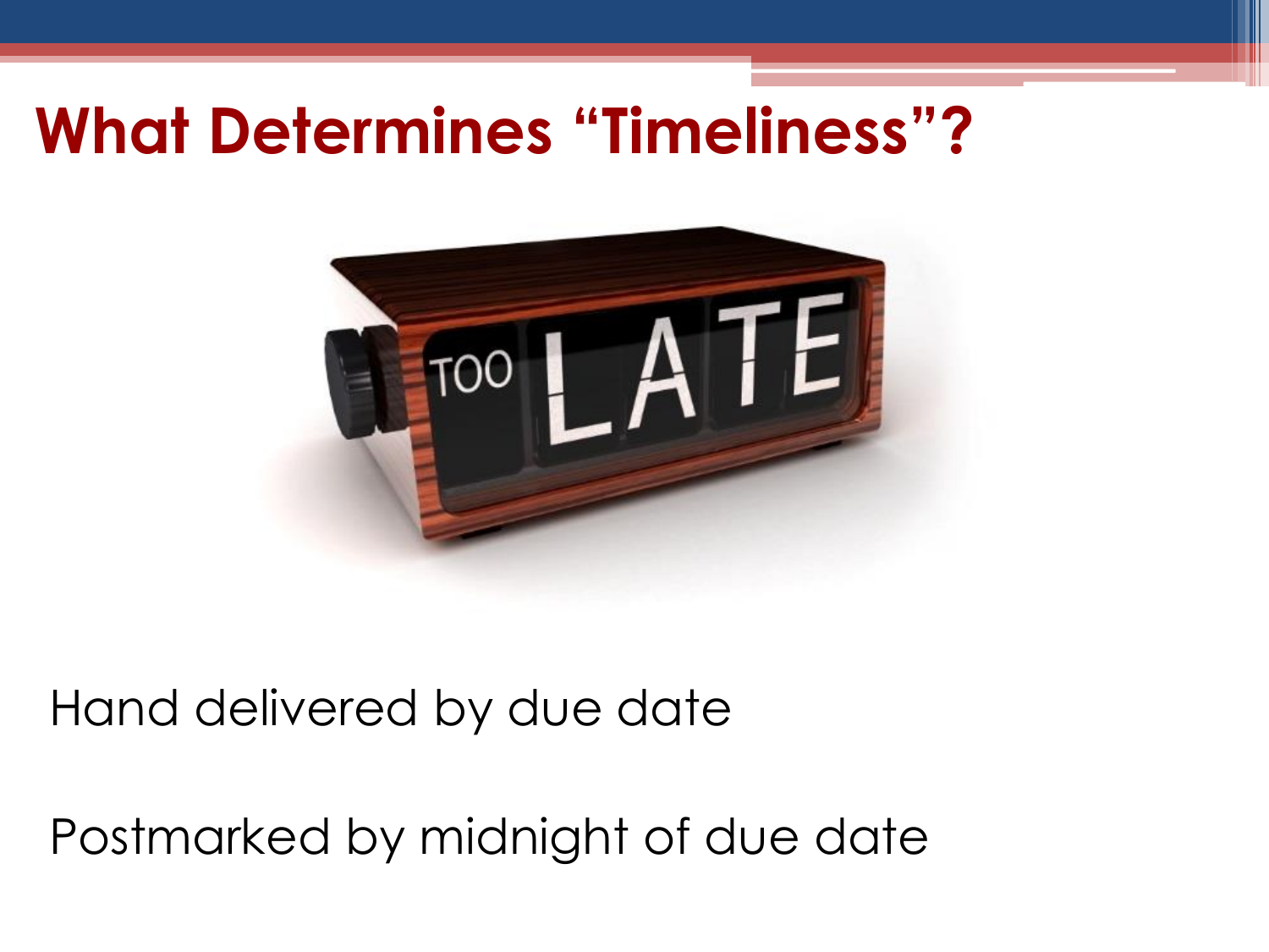# What Determines "Timeliness"?

Hand delivered by due date

Postmarked by midnight of due date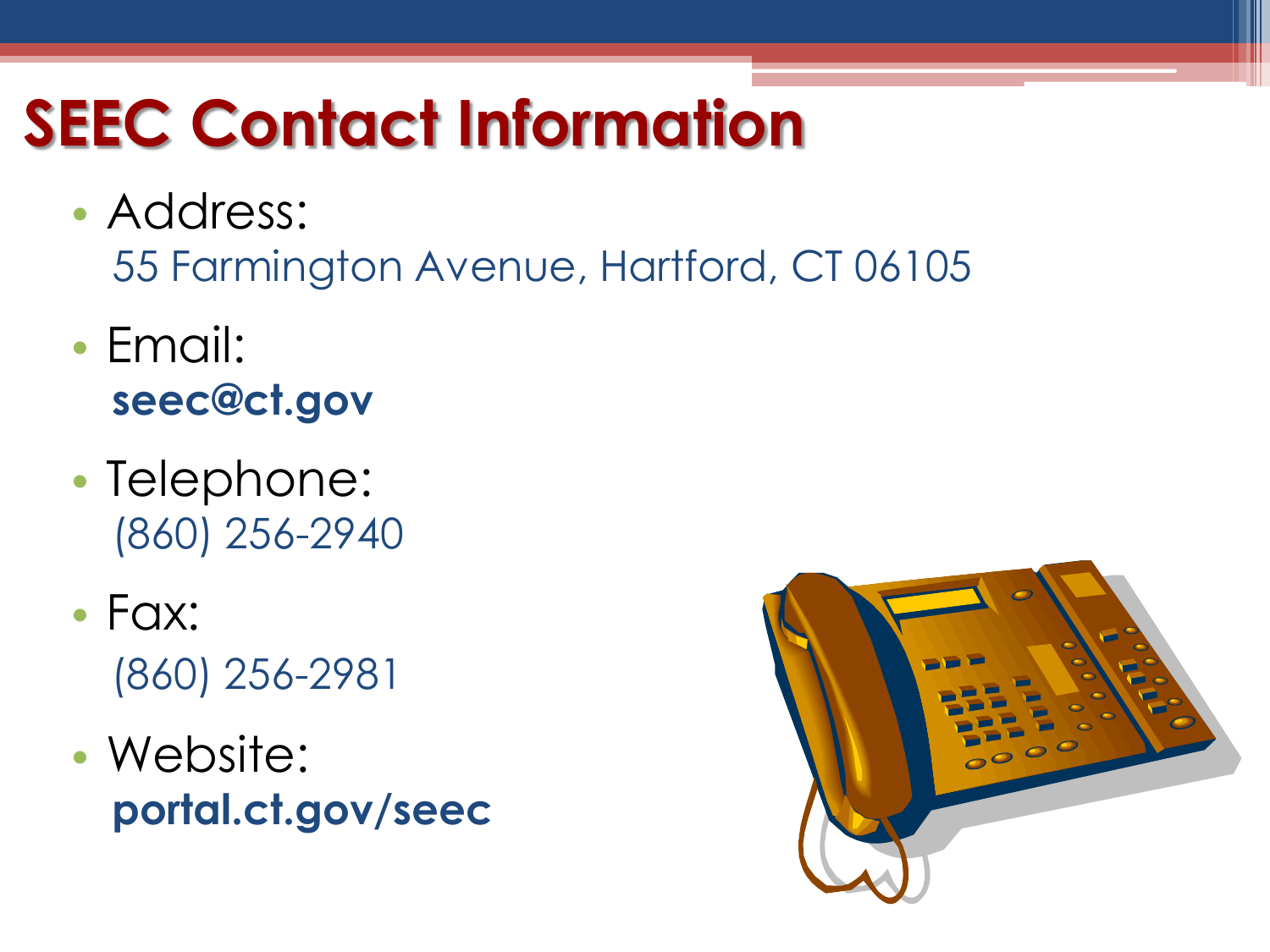# SEEC Contact Information

- Address:
  55 Farmington Avenue, Hartford, CT 06105
- Email:
  **seec@ct.gov**
- Telephone:
  (860) 256-2940
- Fax:
  (860) 256-2981
- Website:
  **portal.ct.gov/seec**